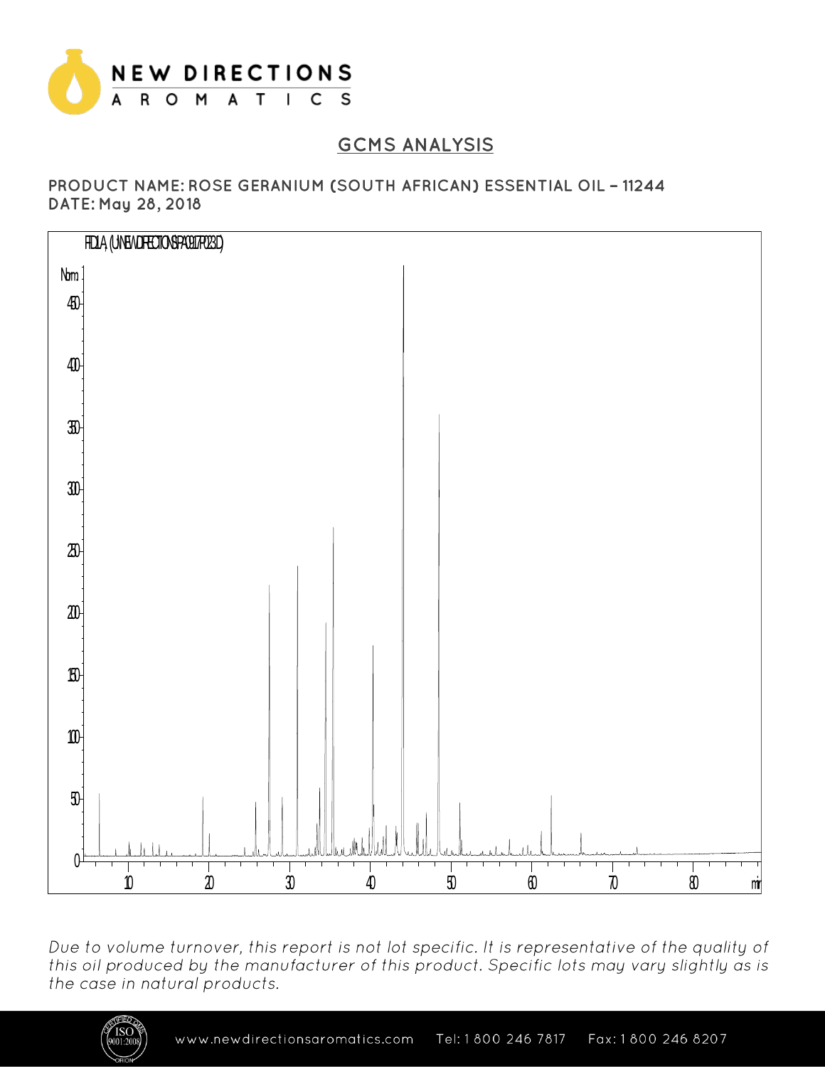NEW DIRECTIONS
AROMATICS

## GCMS ANALYSIS

**PRODUCT NAME: ROSE GERANIUM (SOUTH AFRICAN) ESSENTIAL OIL – 11244**
**DATE: May 28, 2018**

*Due to volume turnover, this report is not lot specific. It is representative of the quality of this oil produced by the manufacturer of this product. Specific lots may vary slightly as is the case in natural products.*

www.newdirectionsaromatics.com Tel: 1 800 246 7817 Fax: 1 800 246 8207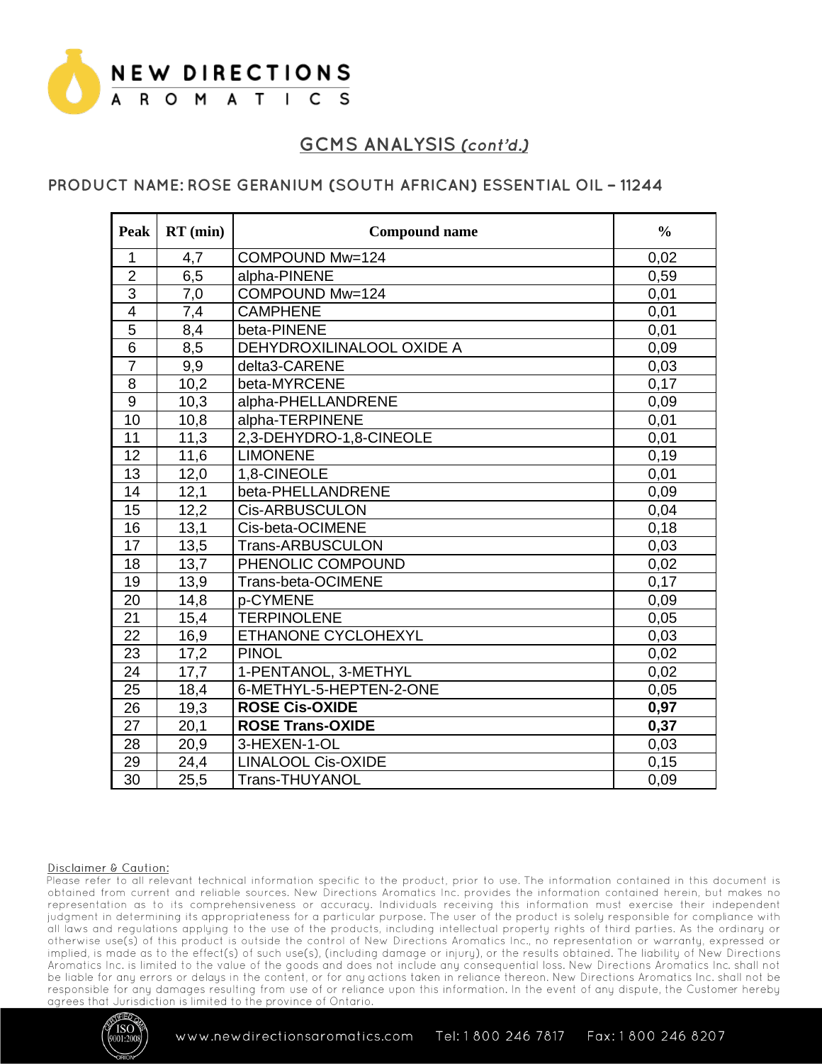## GCMS ANALYSIS *(cont'd.)*

### PRODUCT NAME: ROSE GERANIUM (SOUTH AFRICAN) ESSENTIAL OIL – 11244

| Peak | RT (min) | Compound name | % |
|---|---|---|---|
| 1 | 4,7 | COMPOUND Mw=124 | 0,02 |
| 2 | 6,5 | alpha-PINENE | 0,59 |
| 3 | 7,0 | COMPOUND Mw=124 | 0,01 |
| 4 | 7,4 | CAMPHENE | 0,01 |
| 5 | 8,4 | beta-PINENE | 0,01 |
| 6 | 8,5 | DEHYDROXILINALOOL OXIDE A | 0,09 |
| 7 | 9,9 | delta3-CARENE | 0,03 |
| 8 | 10,2 | beta-MYRCENE | 0,17 |
| 9 | 10,3 | alpha-PHELLANDRENE | 0,09 |
| 10 | 10,8 | alpha-TERPINENE | 0,01 |
| 11 | 11,3 | 2,3-DEHYDRO-1,8-CINEOLE | 0,01 |
| 12 | 11,6 | LIMONENE | 0,19 |
| 13 | 12,0 | 1,8-CINEOLE | 0,01 |
| 14 | 12,1 | beta-PHELLANDRENE | 0,09 |
| 15 | 12,2 | Cis-ARBUSCULON | 0,04 |
| 16 | 13,1 | Cis-beta-OCIMENE | 0,18 |
| 17 | 13,5 | Trans-ARBUSCULON | 0,03 |
| 18 | 13,7 | PHENOLIC COMPOUND | 0,02 |
| 19 | 13,9 | Trans-beta-OCIMENE | 0,17 |
| 20 | 14,8 | p-CYMENE | 0,09 |
| 21 | 15,4 | TERPINOLENE | 0,05 |
| 22 | 16,9 | ETHANONE CYCLOHEXYL | 0,03 |
| 23 | 17,2 | PINOL | 0,02 |
| 24 | 17,7 | 1-PENTANOL, 3-METHYL | 0,02 |
| 25 | 18,4 | 6-METHYL-5-HEPTEN-2-ONE | 0,05 |
| 26 | 19,3 | **ROSE Cis-OXIDE** | **0,97** |
| 27 | 20,1 | **ROSE Trans-OXIDE** | **0,37** |
| 28 | 20,9 | 3-HEXEN-1-OL | 0,03 |
| 29 | 24,4 | LINALOOL Cis-OXIDE | 0,15 |
| 30 | 25,5 | Trans-THUYANOL | 0,09 |

Disclaimer & Caution:

Please refer to all relevant technical information specific to the product, prior to use. The information contained in this document is obtained from current and reliable sources. New Directions Aromatics Inc. provides the information contained herein, but makes no representation as to its comprehensiveness or accuracy. Individuals receiving this information must exercise their independent judgment in determining its appropriateness for a particular purpose. The user of the product is solely responsible for compliance with all laws and regulations applying to the use of the products, including intellectual property rights of third parties. As the ordinary or otherwise use(s) of this product is outside the control of New Directions Aromatics Inc., no representation or warranty, expressed or implied, is made as to the effect(s) of such use(s), (including damage or injury), or the results obtained. The liability of New Directions Aromatics Inc. is limited to the value of the goods and does not include any consequential loss. New Directions Aromatics Inc. shall not be liable for any errors or delays in the content, or for any actions taken in reliance thereon. New Directions Aromatics Inc. shall not be responsible for any damages resulting from use of or reliance upon this information. In the event of any dispute, the Customer hereby agrees that Jurisdiction is limited to the province of Ontario.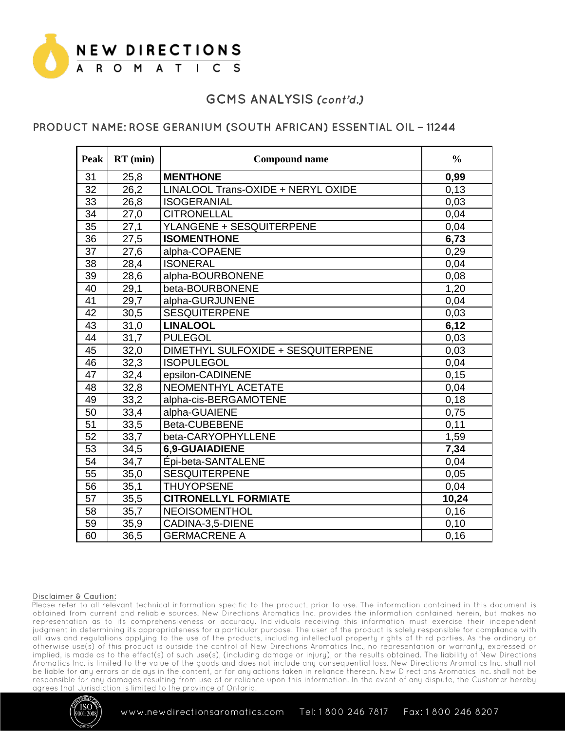## GCMS ANALYSIS *(cont'd.)*

### PRODUCT NAME: ROSE GERANIUM (SOUTH AFRICAN) ESSENTIAL OIL – 11244

| Peak | RT (min) | Compound name | % |
|---|---|---|---|
| 31 | 25,8 | **MENTHONE** | **0,99** |
| 32 | 26,2 | LINALOOL Trans-OXIDE + NERYL OXIDE | 0,13 |
| 33 | 26,8 | ISOGERANIAL | 0,03 |
| 34 | 27,0 | CITRONELLAL | 0,04 |
| 35 | 27,1 | YLANGENE + SESQUITERPENE | 0,04 |
| 36 | 27,5 | **ISOMENTHONE** | **6,73** |
| 37 | 27,6 | alpha-COPAENE | 0,29 |
| 38 | 28,4 | ISONERAL | 0,04 |
| 39 | 28,6 | alpha-BOURBONENE | 0,08 |
| 40 | 29,1 | beta-BOURBONENE | 1,20 |
| 41 | 29,7 | alpha-GURJUNENE | 0,04 |
| 42 | 30,5 | SESQUITERPENE | 0,03 |
| 43 | 31,0 | **LINALOOL** | **6,12** |
| 44 | 31,7 | PULEGOL | 0,03 |
| 45 | 32,0 | DIMETHYL SULFOXIDE + SESQUITERPENE | 0,03 |
| 46 | 32,3 | ISOPULEGOL | 0,04 |
| 47 | 32,4 | epsilon-CADINENE | 0,15 |
| 48 | 32,8 | NEOMENTHYL ACETATE | 0,04 |
| 49 | 33,2 | alpha-cis-BERGAMOTENE | 0,18 |
| 50 | 33,4 | alpha-GUAIENE | 0,75 |
| 51 | 33,5 | Beta-CUBEBENE | 0,11 |
| 52 | 33,7 | beta-CARYOPHYLLENE | 1,59 |
| 53 | 34,5 | **6,9-GUAIADIENE** | **7,34** |
| 54 | 34,7 | Épi-beta-SANTALENE | 0,04 |
| 55 | 35,0 | SESQUITERPENE | 0,05 |
| 56 | 35,1 | THUYOPSENE | 0,04 |
| 57 | 35,5 | **CITRONELLYL FORMIATE** | **10,24** |
| 58 | 35,7 | NEOISOMENTHOL | 0,16 |
| 59 | 35,9 | CADINA-3,5-DIENE | 0,10 |
| 60 | 36,5 | GERMACRENE A | 0,16 |

Disclaimer & Caution:

Please refer to all relevant technical information specific to the product, prior to use. The information contained in this document is obtained from current and reliable sources. New Directions Aromatics Inc. provides the information contained herein, but makes no representation as to its comprehensiveness or accuracy. Individuals receiving this information must exercise their independent judgment in determining its appropriateness for a particular purpose. The user of the product is solely responsible for compliance with all laws and regulations applying to the use of the products, including intellectual property rights of third parties. As the ordinary or otherwise use(s) of this product is outside the control of New Directions Aromatics Inc., no representation or warranty, expressed or implied, is made as to the effect(s) of such use(s), (including damage or injury), or the results obtained. The liability of New Directions Aromatics Inc. is limited to the value of the goods and does not include any consequential loss. New Directions Aromatics Inc. shall not be liable for any errors or delays in the content, or for any actions taken in reliance thereon. New Directions Aromatics Inc. shall not be responsible for any damages resulting from use of or reliance upon this information. In the event of any dispute, the Customer hereby agrees that Jurisdiction is limited to the province of Ontario.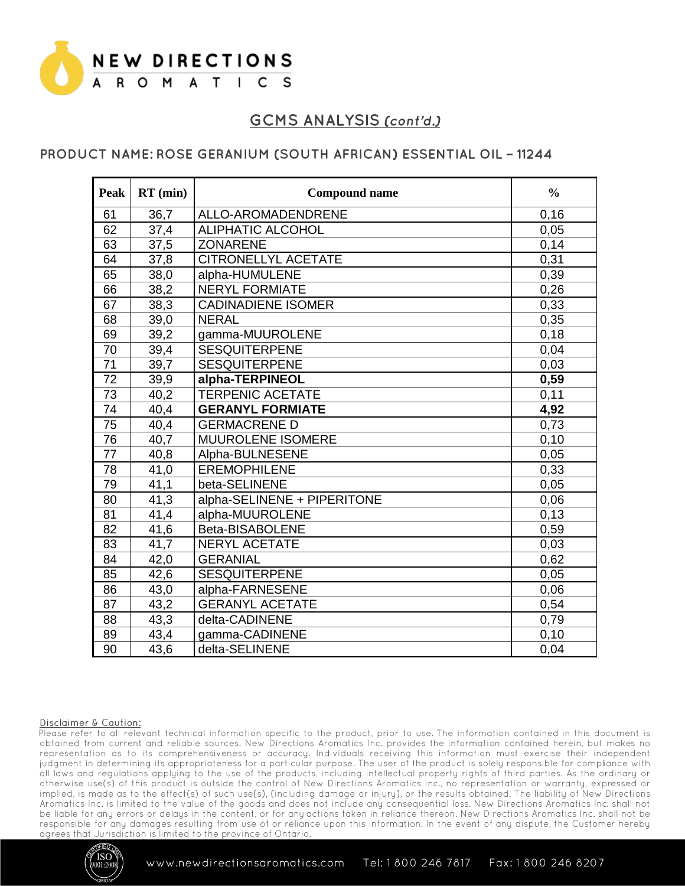## GCMS ANALYSIS *(cont'd.)*

### PRODUCT NAME: ROSE GERANIUM (SOUTH AFRICAN) ESSENTIAL OIL – 11244

| Peak | RT (min) | Compound name | % |
|---|---|---|---|
| 61 | 36,7 | ALLO-AROMADENDRENE | 0,16 |
| 62 | 37,4 | ALIPHATIC ALCOHOL | 0,05 |
| 63 | 37,5 | ZONARENE | 0,14 |
| 64 | 37,8 | CITRONELLYL ACETATE | 0,31 |
| 65 | 38,0 | alpha-HUMULENE | 0,39 |
| 66 | 38,2 | NERYL FORMIATE | 0,26 |
| 67 | 38,3 | CADINADIENE ISOMER | 0,33 |
| 68 | 39,0 | NERAL | 0,35 |
| 69 | 39,2 | gamma-MUUROLENE | 0,18 |
| 70 | 39,4 | SESQUITERPENE | 0,04 |
| 71 | 39,7 | SESQUITERPENE | 0,03 |
| 72 | 39,9 | **alpha-TERPINEOL** | **0,59** |
| 73 | 40,2 | TERPENIC ACETATE | 0,11 |
| 74 | 40,4 | **GERANYL FORMIATE** | **4,92** |
| 75 | 40,4 | GERMACRENE D | 0,73 |
| 76 | 40,7 | MUUROLENE ISOMERE | 0,10 |
| 77 | 40,8 | Alpha-BULNESENE | 0,05 |
| 78 | 41,0 | EREMOPHILENE | 0,33 |
| 79 | 41,1 | beta-SELINENE | 0,05 |
| 80 | 41,3 | alpha-SELINENE + PIPERITONE | 0,06 |
| 81 | 41,4 | alpha-MUUROLENE | 0,13 |
| 82 | 41,6 | Beta-BISABOLENE | 0,59 |
| 83 | 41,7 | NERYL ACETATE | 0,03 |
| 84 | 42,0 | GERANIAL | 0,62 |
| 85 | 42,6 | SESQUITERPENE | 0,05 |
| 86 | 43,0 | alpha-FARNESENE | 0,06 |
| 87 | 43,2 | GERANYL ACETATE | 0,54 |
| 88 | 43,3 | delta-CADINENE | 0,79 |
| 89 | 43,4 | gamma-CADINENE | 0,10 |
| 90 | 43,6 | delta-SELINENE | 0,04 |

Disclaimer & Caution:

Please refer to all relevant technical information specific to the product, prior to use. The information contained in this document is obtained from current and reliable sources. New Directions Aromatics Inc. provides the information contained herein, but makes no representation as to its comprehensiveness or accuracy. Individuals receiving this information must exercise their independent judgment in determining its appropriateness for a particular purpose. The user of the product is solely responsible for compliance with all laws and regulations applying to the use of the products, including intellectual property rights of third parties. As the ordinary or otherwise use(s) of this product is outside the control of New Directions Aromatics Inc., no representation or warranty, expressed or implied, is made as to the effect(s) of such use(s), (including damage or injury), or the results obtained. The liability of New Directions Aromatics Inc. is limited to the value of the goods and does not include any consequential loss. New Directions Aromatics Inc. shall not be liable for any errors or delays in the content, or for any actions taken in reliance thereon. New Directions Aromatics Inc. shall not be responsible for any damages resulting from use of or reliance upon this information. In the event of any dispute, the Customer hereby agrees that Jurisdiction is limited to the province of Ontario.

www.newdirectionsaromatics.com Tel: 1 800 246 7817 Fax: 1 800 246 8207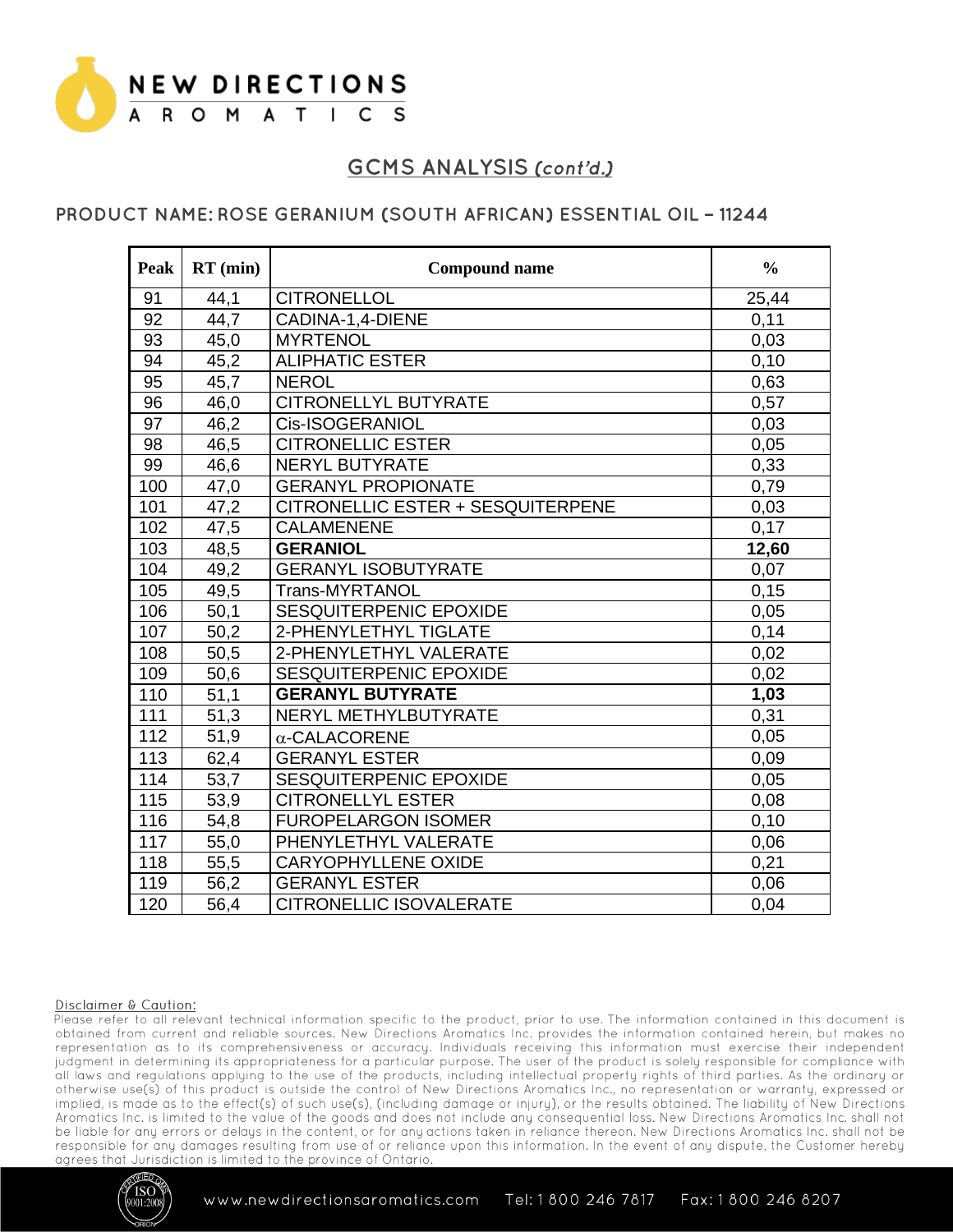## GCMS ANALYSIS *(cont'd.)*

### PRODUCT NAME: ROSE GERANIUM (SOUTH AFRICAN) ESSENTIAL OIL – 11244

| Peak | RT (min) | Compound name | % |
|---|---|---|---|
| 91 | 44,1 | CITRONELLOL | 25,44 |
| 92 | 44,7 | CADINA-1,4-DIENE | 0,11 |
| 93 | 45,0 | MYRTENOL | 0,03 |
| 94 | 45,2 | ALIPHATIC ESTER | 0,10 |
| 95 | 45,7 | NEROL | 0,63 |
| 96 | 46,0 | CITRONELLYL BUTYRATE | 0,57 |
| 97 | 46,2 | Cis-ISOGERANIOL | 0,03 |
| 98 | 46,5 | CITRONELLIC ESTER | 0,05 |
| 99 | 46,6 | NERYL BUTYRATE | 0,33 |
| 100 | 47,0 | GERANYL PROPIONATE | 0,79 |
| 101 | 47,2 | CITRONELLIC ESTER + SESQUITERPENE | 0,03 |
| 102 | 47,5 | CALAMENENE | 0,17 |
| 103 | 48,5 | **GERANIOL** | **12,60** |
| 104 | 49,2 | GERANYL ISOBUTYRATE | 0,07 |
| 105 | 49,5 | Trans-MYRTANOL | 0,15 |
| 106 | 50,1 | SESQUITERPENIC EPOXIDE | 0,05 |
| 107 | 50,2 | 2-PHENYLETHYL TIGLATE | 0,14 |
| 108 | 50,5 | 2-PHENYLETHYL VALERATE | 0,02 |
| 109 | 50,6 | SESQUITERPENIC EPOXIDE | 0,02 |
| 110 | 51,1 | **GERANYL BUTYRATE** | **1,03** |
| 111 | 51,3 | NERYL METHYLBUTYRATE | 0,31 |
| 112 | 51,9 | α-CALACORENE | 0,05 |
| 113 | 62,4 | GERANYL ESTER | 0,09 |
| 114 | 53,7 | SESQUITERPENIC EPOXIDE | 0,05 |
| 115 | 53,9 | CITRONELLYL ESTER | 0,08 |
| 116 | 54,8 | FUROPELARGON ISOMER | 0,10 |
| 117 | 55,0 | PHENYLETHYL VALERATE | 0,06 |
| 118 | 55,5 | CARYOPHYLLENE OXIDE | 0,21 |
| 119 | 56,2 | GERANYL ESTER | 0,06 |
| 120 | 56,4 | CITRONELLIC ISOVALERATE | 0,04 |

Disclaimer & Caution:
Please refer to all relevant technical information specific to the product, prior to use. The information contained in this document is obtained from current and reliable sources. New Directions Aromatics Inc. provides the information contained herein, but makes no representation as to its comprehensiveness or accuracy. Individuals receiving this information must exercise their independent judgment in determining its appropriateness for a particular purpose. The user of the product is solely responsible for compliance with all laws and regulations applying to the use of the products, including intellectual property rights of third parties. As the ordinary or otherwise use(s) of this product is outside the control of New Directions Aromatics Inc., no representation or warranty, expressed or implied, is made as to the effect(s) of such use(s), (including damage or injury), or the results obtained. The liability of New Directions Aromatics Inc. is limited to the value of the goods and does not include any consequential loss. New Directions Aromatics Inc. shall not be liable for any errors or delays in the content, or for any actions taken in reliance thereon. New Directions Aromatics Inc. shall not be responsible for any damages resulting from use of or reliance upon this information. In the event of any dispute, the Customer hereby agrees that Jurisdiction is limited to the province of Ontario.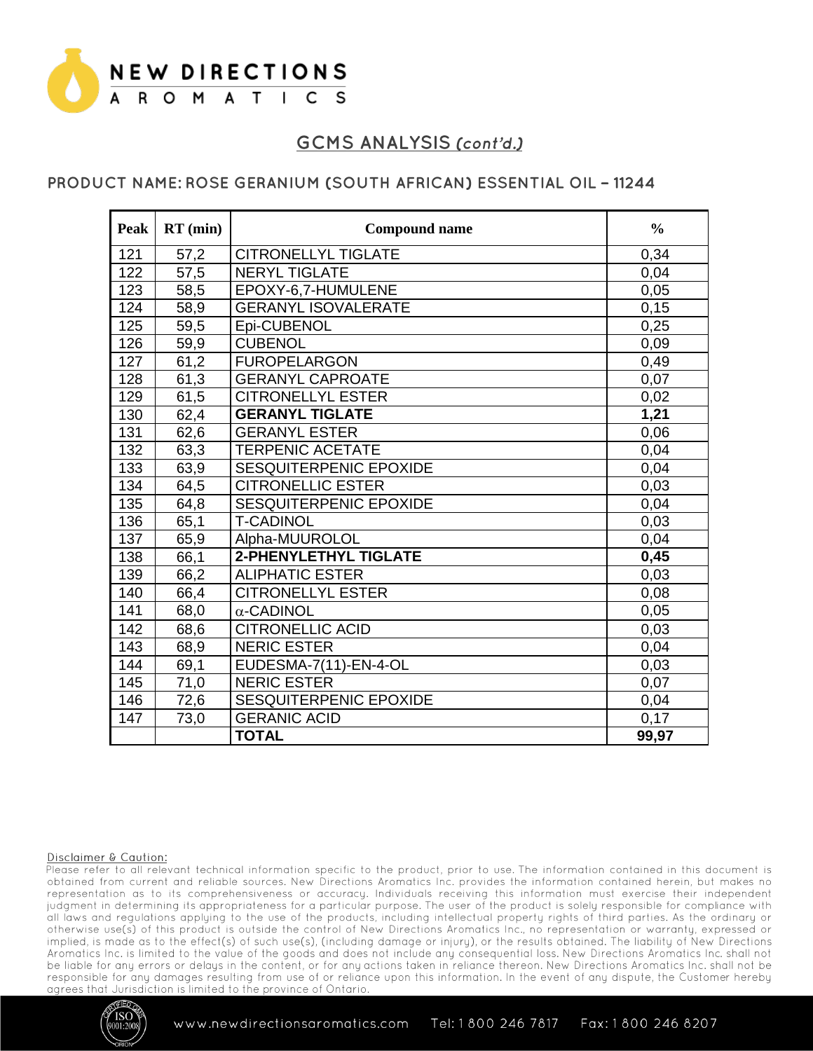## GCMS ANALYSIS *(cont'd.)*

### PRODUCT NAME: ROSE GERANIUM (SOUTH AFRICAN) ESSENTIAL OIL – 11244

| Peak | RT (min) | Compound name | % |
|---|---|---|---|
| 121 | 57,2 | CITRONELLYL TIGLATE | 0,34 |
| 122 | 57,5 | NERYL TIGLATE | 0,04 |
| 123 | 58,5 | EPOXY-6,7-HUMULENE | 0,05 |
| 124 | 58,9 | GERANYL ISOVALERATE | 0,15 |
| 125 | 59,5 | Epi-CUBENOL | 0,25 |
| 126 | 59,9 | CUBENOL | 0,09 |
| 127 | 61,2 | FUROPELARGON | 0,49 |
| 128 | 61,3 | GERANYL CAPROATE | 0,07 |
| 129 | 61,5 | CITRONELLYL ESTER | 0,02 |
| 130 | 62,4 | **GERANYL TIGLATE** | **1,21** |
| 131 | 62,6 | GERANYL ESTER | 0,06 |
| 132 | 63,3 | TERPENIC ACETATE | 0,04 |
| 133 | 63,9 | SESQUITERPENIC EPOXIDE | 0,04 |
| 134 | 64,5 | CITRONELLIC ESTER | 0,03 |
| 135 | 64,8 | SESQUITERPENIC EPOXIDE | 0,04 |
| 136 | 65,1 | T-CADINOL | 0,03 |
| 137 | 65,9 | Alpha-MUUROLOL | 0,04 |
| 138 | 66,1 | **2-PHENYLETHYL TIGLATE** | **0,45** |
| 139 | 66,2 | ALIPHATIC ESTER | 0,03 |
| 140 | 66,4 | CITRONELLYL ESTER | 0,08 |
| 141 | 68,0 | α-CADINOL | 0,05 |
| 142 | 68,6 | CITRONELLIC ACID | 0,03 |
| 143 | 68,9 | NERIC ESTER | 0,04 |
| 144 | 69,1 | EUDESMA-7(11)-EN-4-OL | 0,03 |
| 145 | 71,0 | NERIC ESTER | 0,07 |
| 146 | 72,6 | SESQUITERPENIC EPOXIDE | 0,04 |
| 147 | 73,0 | GERANIC ACID | 0,17 |
| | | **TOTAL** | **99,97** |

Disclaimer & Caution:

Please refer to all relevant technical information specific to the product, prior to use. The information contained in this document is obtained from current and reliable sources. New Directions Aromatics Inc. provides the information contained herein, but makes no representation as to its comprehensiveness or accuracy. Individuals receiving this information must exercise their independent judgment in determining its appropriateness for a particular purpose. The user of the product is solely responsible for compliance with all laws and regulations applying to the use of the products, including intellectual property rights of third parties. As the ordinary or otherwise use(s) of this product is outside the control of New Directions Aromatics Inc., no representation or warranty, expressed or implied, is made as to the effect(s) of such use(s), (including damage or injury), or the results obtained. The liability of New Directions Aromatics Inc. is limited to the value of the goods and does not include any consequential loss. New Directions Aromatics Inc. shall not be liable for any errors or delays in the content, or for any actions taken in reliance thereon. New Directions Aromatics Inc. shall not be responsible for any damages resulting from use of or reliance upon this information. In the event of any dispute, the Customer hereby agrees that Jurisdiction is limited to the province of Ontario.

www.newdirectionsaromatics.com Tel: 1 800 246 7817 Fax: 1 800 246 8207